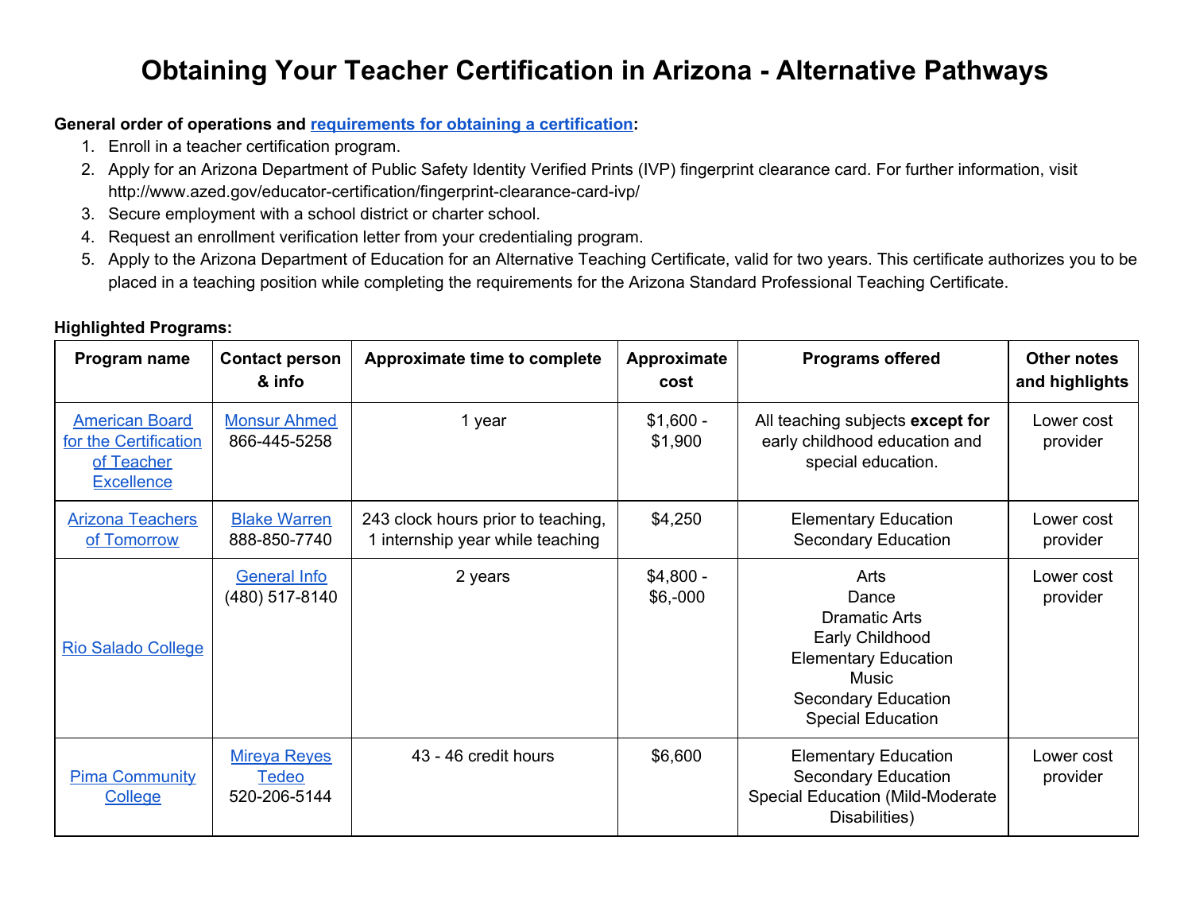# Obtaining Your Teacher Certification in Arizona - Alternative Pathways

**General order of operations and requirements for obtaining a certification:**

1. Enroll in a teacher certification program.
2. Apply for an Arizona Department of Public Safety Identity Verified Prints (IVP) fingerprint clearance card. For further information, visit http://www.azed.gov/educator-certification/fingerprint-clearance-card-ivp/
3. Secure employment with a school district or charter school.
4. Request an enrollment verification letter from your credentialing program.
5. Apply to the Arizona Department of Education for an Alternative Teaching Certificate, valid for two years. This certificate authorizes you to be placed in a teaching position while completing the requirements for the Arizona Standard Professional Teaching Certificate.

**Highlighted Programs:**

| Program name | Contact person & info | Approximate time to complete | Approximate cost | Programs offered | Other notes and highlights |
|---|---|---|---|---|---|
| American Board for the Certification of Teacher Excellence | Monsur Ahmed 866-445-5258 | 1 year | $1,600 - $1,900 | All teaching subjects **except for** early childhood education and special education. | Lower cost provider |
| Arizona Teachers of Tomorrow | Blake Warren 888-850-7740 | 243 clock hours prior to teaching, 1 internship year while teaching | $4,250 | Elementary Education<br>Secondary Education | Lower cost provider |
| Rio Salado College | General Info (480) 517-8140 | 2 years | $4,800 - $6,-000 | Arts<br>Dance<br>Dramatic Arts<br>Early Childhood<br>Elementary Education<br>Music<br>Secondary Education<br>Special Education | Lower cost provider |
| Pima Community College | Mireya Reyes Tedeo 520-206-5144 | 43 - 46 credit hours | $6,600 | Elementary Education<br>Secondary Education<br>Special Education (Mild-Moderate Disabilities) | Lower cost provider |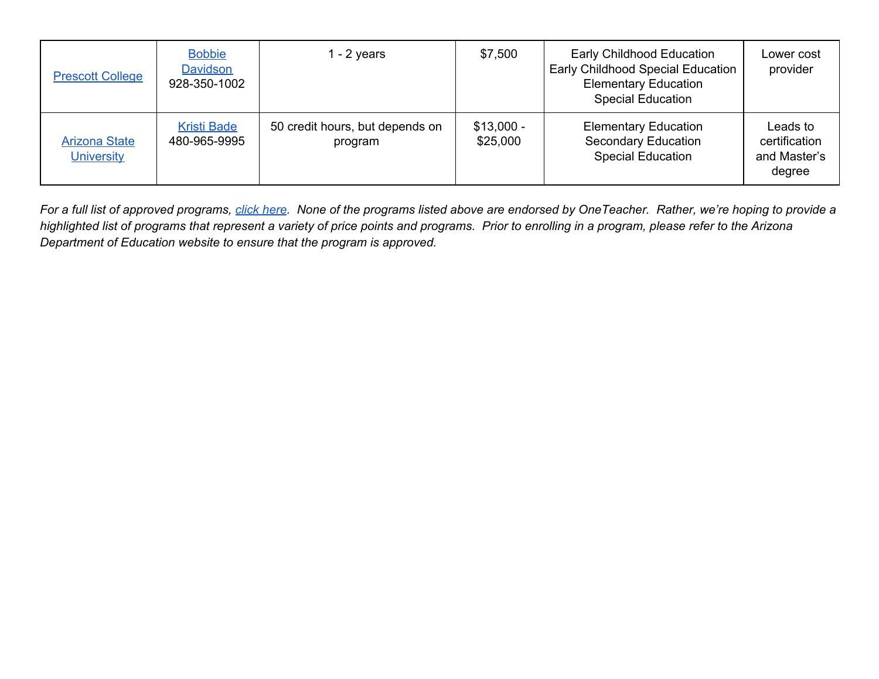| | | | | | |
|---|---|---|---|---|---|
| Prescott College | Bobbie Davidson 928-350-1002 | 1 - 2 years | $7,500 | Early Childhood Education<br>Early Childhood Special Education<br>Elementary Education<br>Special Education | Lower cost provider |
| Arizona State University | Kristi Bade 480-965-9995 | 50 credit hours, but depends on program | $13,000 - $25,000 | Elementary Education<br>Secondary Education<br>Special Education | Leads to certification and Master's degree |

*For a full list of approved programs, click here. None of the programs listed above are endorsed by OneTeacher. Rather, we're hoping to provide a highlighted list of programs that represent a variety of price points and programs. Prior to enrolling in a program, please refer to the Arizona Department of Education website to ensure that the program is approved.*